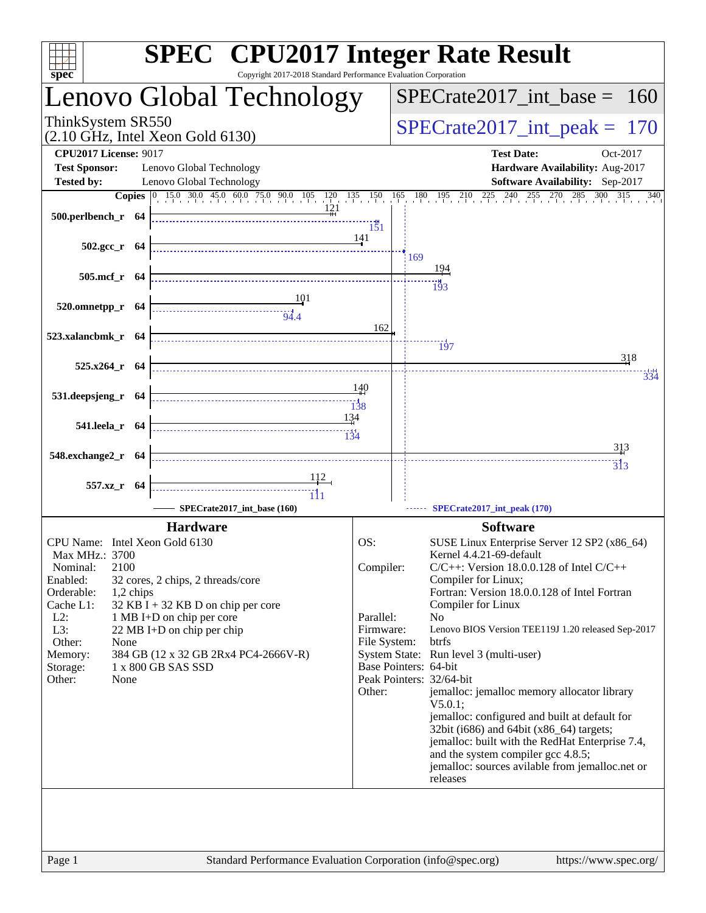# SPEC CPU2017 Integer Rate Result

Copyright 2017-2018 Standard Performance Evaluation Corporation

## Lenovo Global Technology

ThinkSystem SR550
(2.10 GHz, Intel Xeon Gold 6130)

SPECrate2017_int_base = 160

SPECrate2017_int_peak = 170

**CPU2017 License:** 9017
**Test Sponsor:** Lenovo Global Technology
**Tested by:** Lenovo Global Technology

**Test Date:** Oct-2017
**Hardware Availability:** Aug-2017
**Software Availability:** Sep-2017

| Benchmark | Copies | Base | Peak |
|---|---|---|---|
| 500.perlbench_r | 64 | 121 | 151 |
| 502.gcc_r | 64 | 141 | 169 |
| 505.mcf_r | 64 | 194 | 193 |
| 520.omnetpp_r | 64 | 101 | 94.4 |
| 523.xalancbmk_r | 64 | 162 | 197 |
| 525.x264_r | 64 | 318 | 334 |
| 531.deepsjeng_r | 64 | 140 | 138 |
| 541.leela_r | 64 | 134 | 134 |
| 548.exchange2_r | 64 | 313 | 313 |
| 557.xz_r | 64 | 112 | 111 |

SPECrate2017_int_base (160) — SPECrate2017_int_peak (170)

## Hardware

| | |
|---|---|
| CPU Name: | Intel Xeon Gold 6130 |
| Max MHz.: | 3700 |
| Nominal: | 2100 |
| Enabled: | 32 cores, 2 chips, 2 threads/core |
| Orderable: | 1,2 chips |
| Cache L1: | 32 KB I + 32 KB D on chip per core |
| L2: | 1 MB I+D on chip per core |
| L3: | 22 MB I+D on chip per chip |
| Other: | None |
| Memory: | 384 GB (12 x 32 GB 2Rx4 PC4-2666V-R) |
| Storage: | 1 x 800 GB SAS SSD |
| Other: | None |

## Software

| | |
|---|---|
| OS: | SUSE Linux Enterprise Server 12 SP2 (x86_64) Kernel 4.4.21-69-default |
| Compiler: | C/C++: Version 18.0.0.128 of Intel C/C++ Compiler for Linux; Fortran: Version 18.0.0.128 of Intel Fortran Compiler for Linux |
| Parallel: | No |
| Firmware: | Lenovo BIOS Version TEE119J 1.20 released Sep-2017 |
| File System: | btrfs |
| System State: | Run level 3 (multi-user) |
| Base Pointers: | 64-bit |
| Peak Pointers: | 32/64-bit |
| Other: | jemalloc: jemalloc memory allocator library V5.0.1; jemalloc: configured and built at default for 32bit (i686) and 64bit (x86_64) targets; jemalloc: built with the RedHat Enterprise 7.4, and the system compiler gcc 4.8.5; jemalloc: sources avilable from jemalloc.net or releases |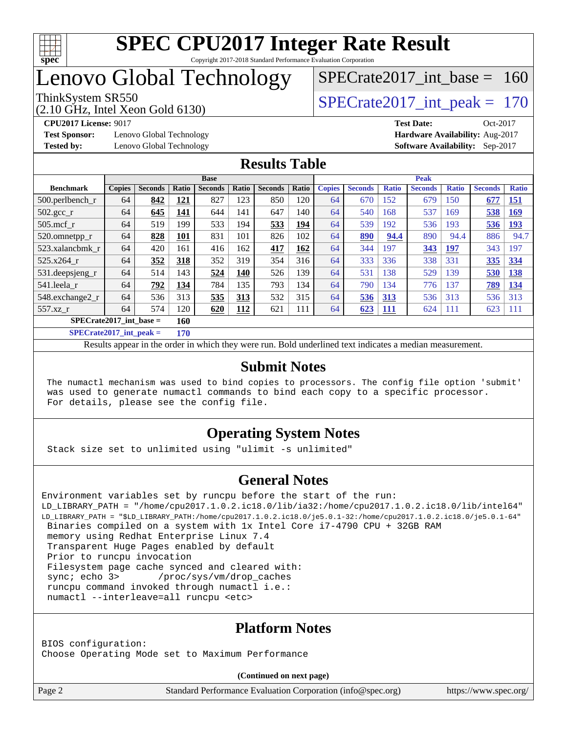# SPEC CPU2017 Integer Rate Result

Copyright 2017-2018 Standard Performance Evaluation Corporation

# Lenovo Global Technology

ThinkSystem SR550
(2.10 GHz, Intel Xeon Gold 6130)

SPECrate2017_int_base = 160

SPECrate2017_int_peak = 170

**CPU2017 License:** 9017
**Test Sponsor:** Lenovo Global Technology
**Tested by:** Lenovo Global Technology

**Test Date:** Oct-2017
**Hardware Availability:** Aug-2017
**Software Availability:** Sep-2017

## Results Table

| Benchmark | Base | | | | | | | Peak | | | | | | |
|---|---|---|---|---|---|---|---|---|---|---|---|---|---|---|
| | Copies | Seconds | Ratio | Seconds | Ratio | Seconds | Ratio | Copies | Seconds | Ratio | Seconds | Ratio | Seconds | Ratio |
| 500.perlbench_r | 64 | **842** | **121** | 827 | 123 | 850 | 120 | 64 | 670 | 152 | 679 | 150 | **677** | **151** |
| 502.gcc_r | 64 | **645** | **141** | 644 | 141 | 647 | 140 | 64 | 540 | 168 | 537 | 169 | **538** | **169** |
| 505.mcf_r | 64 | 519 | 199 | 533 | 194 | **533** | **194** | 64 | 539 | 192 | 536 | 193 | **536** | **193** |
| 520.omnetpp_r | 64 | **828** | **101** | 831 | 101 | 826 | 102 | 64 | **890** | **94.4** | 890 | 94.4 | 886 | 94.7 |
| 523.xalancbmk_r | 64 | 420 | 161 | 416 | 162 | **417** | **162** | 64 | 344 | 197 | **343** | **197** | 343 | 197 |
| 525.x264_r | 64 | **352** | **318** | 352 | 319 | 354 | 316 | 64 | 333 | 336 | 338 | 331 | **335** | **334** |
| 531.deepsjeng_r | 64 | 514 | 143 | **524** | **140** | 526 | 139 | 64 | 531 | 138 | 529 | 139 | **530** | **138** |
| 541.leela_r | 64 | **792** | **134** | 784 | 135 | 793 | 134 | 64 | 790 | 134 | 776 | 137 | **789** | **134** |
| 548.exchange2_r | 64 | 536 | 313 | **535** | **313** | 532 | 315 | 64 | **536** | **313** | 536 | 313 | 536 | 313 |
| 557.xz_r | 64 | 574 | 120 | **620** | **112** | 621 | 111 | 64 | **623** | **111** | 624 | 111 | 623 | 111 |

**SPECrate2017_int_base = 160**

**SPECrate2017_int_peak = 170**

Results appear in the order in which they were run. Bold underlined text indicates a median measurement.

## Submit Notes

```
The numactl mechanism was used to bind copies to processors. The config file option 'submit'
was used to generate numactl commands to bind each copy to a specific processor.
For details, please see the config file.
```

## Operating System Notes

```
Stack size set to unlimited using "ulimit -s unlimited"
```

## General Notes

```
Environment variables set by runcpu before the start of the run:
LD_LIBRARY_PATH = "/home/cpu2017.1.0.2.ic18.0/lib/ia32:/home/cpu2017.1.0.2.ic18.0/lib/intel64"
LD_LIBRARY_PATH = "$LD_LIBRARY_PATH:/home/cpu2017.1.0.2.ic18.0/je5.0.1-32:/home/cpu2017.1.0.2.ic18.0/je5.0.1-64"
 Binaries compiled on a system with 1x Intel Core i7-4790 CPU + 32GB RAM
 memory using Redhat Enterprise Linux 7.4
 Transparent Huge Pages enabled by default
 Prior to runcpu invocation
 Filesystem page cache synced and cleared with:
 sync; echo 3>       /proc/sys/vm/drop_caches
 runcpu command invoked through numactl i.e.:
 numactl --interleave=all runcpu <etc>
```

## Platform Notes

```
BIOS configuration:
Choose Operating Mode set to Maximum Performance
```

**(Continued on next page)**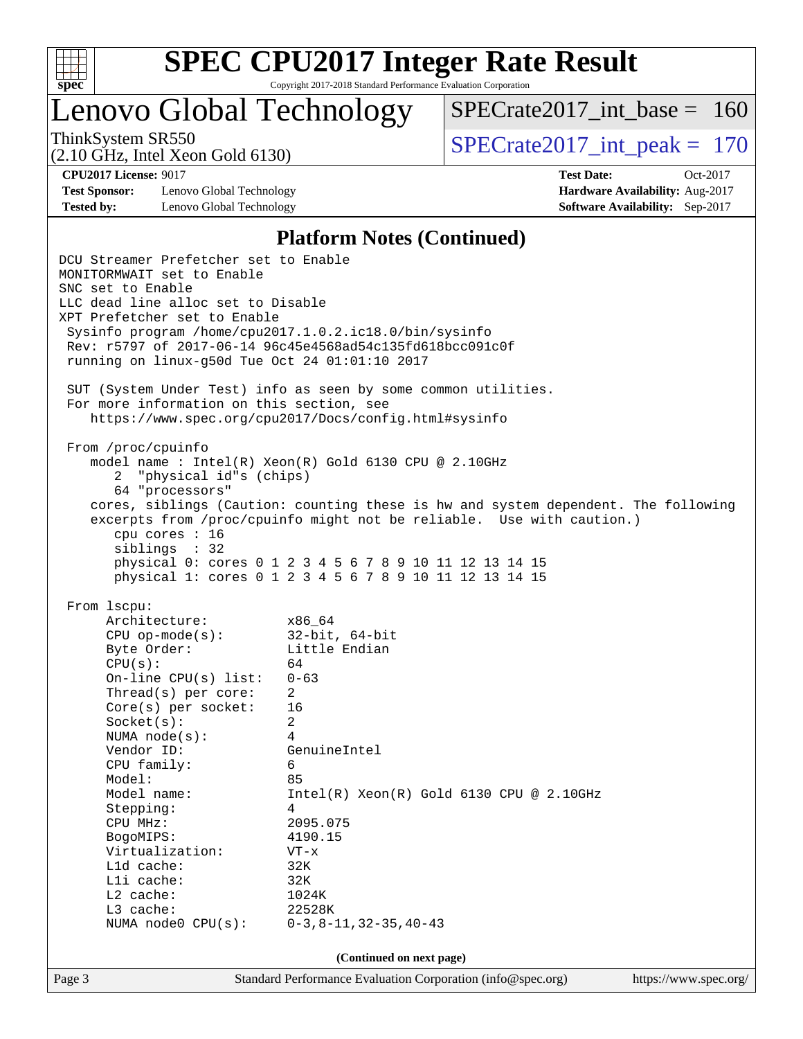# SPEC CPU2017 Integer Rate Result

Copyright 2017-2018 Standard Performance Evaluation Corporation

## Lenovo Global Technology

ThinkSystem SR550
(2.10 GHz, Intel Xeon Gold 6130)

SPECrate2017_int_base = 160

SPECrate2017_int_peak = 170

**CPU2017 License:** 9017
**Test Sponsor:** Lenovo Global Technology
**Tested by:** Lenovo Global Technology

**Test Date:** Oct-2017
**Hardware Availability:** Aug-2017
**Software Availability:** Sep-2017

### Platform Notes (Continued)

```
DCU Streamer Prefetcher set to Enable
MONITORMWAIT set to Enable
SNC set to Enable
LLC dead line alloc set to Disable
XPT Prefetcher set to Enable
 Sysinfo program /home/cpu2017.1.0.2.ic18.0/bin/sysinfo
 Rev: r5797 of 2017-06-14 96c45e4568ad54c135fd618bcc091c0f
 running on linux-g50d Tue Oct 24 01:01:10 2017

 SUT (System Under Test) info as seen by some common utilities.
 For more information on this section, see
    https://www.spec.org/cpu2017/Docs/config.html#sysinfo

 From /proc/cpuinfo
    model name : Intel(R) Xeon(R) Gold 6130 CPU @ 2.10GHz
       2  "physical id"s (chips)
       64 "processors"
    cores, siblings (Caution: counting these is hw and system dependent. The following
    excerpts from /proc/cpuinfo might not be reliable.  Use with caution.)
       cpu cores : 16
       siblings  : 32
       physical 0: cores 0 1 2 3 4 5 6 7 8 9 10 11 12 13 14 15
       physical 1: cores 0 1 2 3 4 5 6 7 8 9 10 11 12 13 14 15

 From lscpu:
      Architecture:          x86_64
      CPU op-mode(s):        32-bit, 64-bit
      Byte Order:            Little Endian
      CPU(s):                64
      On-line CPU(s) list:   0-63
      Thread(s) per core:    2
      Core(s) per socket:    16
      Socket(s):             2
      NUMA node(s):          4
      Vendor ID:             GenuineIntel
      CPU family:            6
      Model:                 85
      Model name:            Intel(R) Xeon(R) Gold 6130 CPU @ 2.10GHz
      Stepping:              4
      CPU MHz:               2095.075
      BogoMIPS:              4190.15
      Virtualization:        VT-x
      L1d cache:             32K
      L1i cache:             32K
      L2 cache:              1024K
      L3 cache:              22528K
      NUMA node0 CPU(s):     0-3,8-11,32-35,40-43
```

(Continued on next page)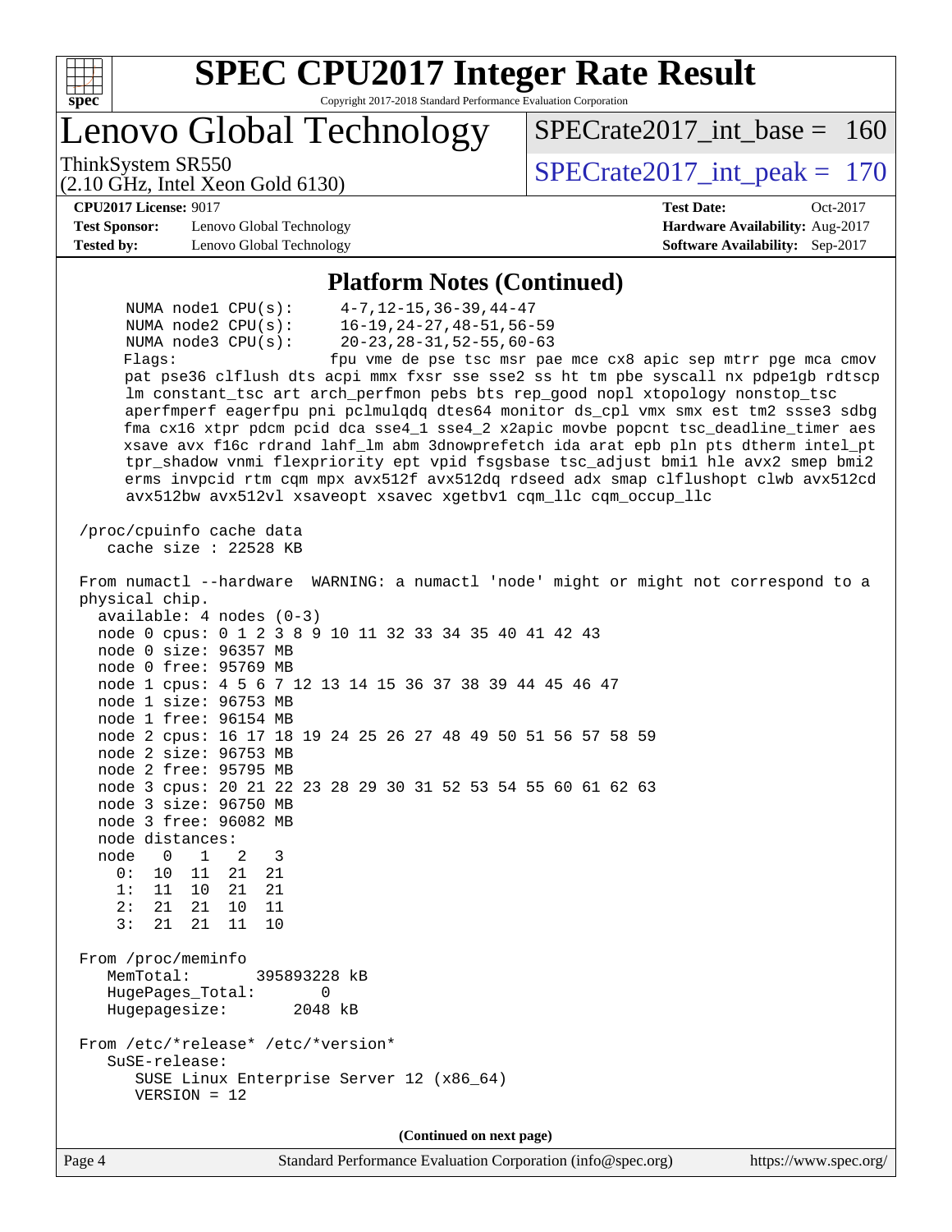## Platform Notes (Continued)

```
      NUMA node1 CPU(s):     4-7,12-15,36-39,44-47
      NUMA node2 CPU(s):     16-19,24-27,48-51,56-59
      NUMA node3 CPU(s):     20-23,28-31,52-55,60-63
      Flags:                 fpu vme de pse tsc msr pae mce cx8 apic sep mtrr pge mca cmov
      pat pse36 clflush dts acpi mmx fxsr sse sse2 ss ht tm pbe syscall nx pdpe1gb rdtscp
      lm constant_tsc art arch_perfmon pebs bts rep_good nopl xtopology nonstop_tsc
      aperfmperf eagerfpu pni pclmulqdq dtes64 monitor ds_cpl vmx smx est tm2 ssse3 sdbg
      fma cx16 xtpr pdcm pcid dca sse4_1 sse4_2 x2apic movbe popcnt tsc_deadline_timer aes
      xsave avx f16c rdrand lahf_lm abm 3dnowprefetch ida arat epb pln pts dtherm intel_pt
      tpr_shadow vnmi flexpriority ept vpid fsgsbase tsc_adjust bmi1 hle avx2 smep bmi2
      erms invpcid rtm cqm mpx avx512f avx512dq rdseed adx smap clflushopt clwb avx512cd
      avx512bw avx512vl xsaveopt xsavec xgetbv1 cqm_llc cqm_occup_llc

 /proc/cpuinfo cache data
    cache size : 22528 KB

 From numactl --hardware  WARNING: a numactl 'node' might or might not correspond to a
 physical chip.
   available: 4 nodes (0-3)
   node 0 cpus: 0 1 2 3 8 9 10 11 32 33 34 35 40 41 42 43
   node 0 size: 96357 MB
   node 0 free: 95769 MB
   node 1 cpus: 4 5 6 7 12 13 14 15 36 37 38 39 44 45 46 47
   node 1 size: 96753 MB
   node 1 free: 96154 MB
   node 2 cpus: 16 17 18 19 24 25 26 27 48 49 50 51 56 57 58 59
   node 2 size: 96753 MB
   node 2 free: 95795 MB
   node 3 cpus: 20 21 22 23 28 29 30 31 52 53 54 55 60 61 62 63
   node 3 size: 96750 MB
   node 3 free: 96082 MB
   node distances:
   node   0   1   2   3
     0:  10  11  21  21
     1:  11  10  21  21
     2:  21  21  10  11
     3:  21  21  11  10

 From /proc/meminfo
    MemTotal:       395893228 kB
    HugePages_Total:       0
    Hugepagesize:       2048 kB

 From /etc/*release* /etc/*version*
    SuSE-release:
       SUSE Linux Enterprise Server 12 (x86_64)
       VERSION = 12
```

**(Continued on next page)**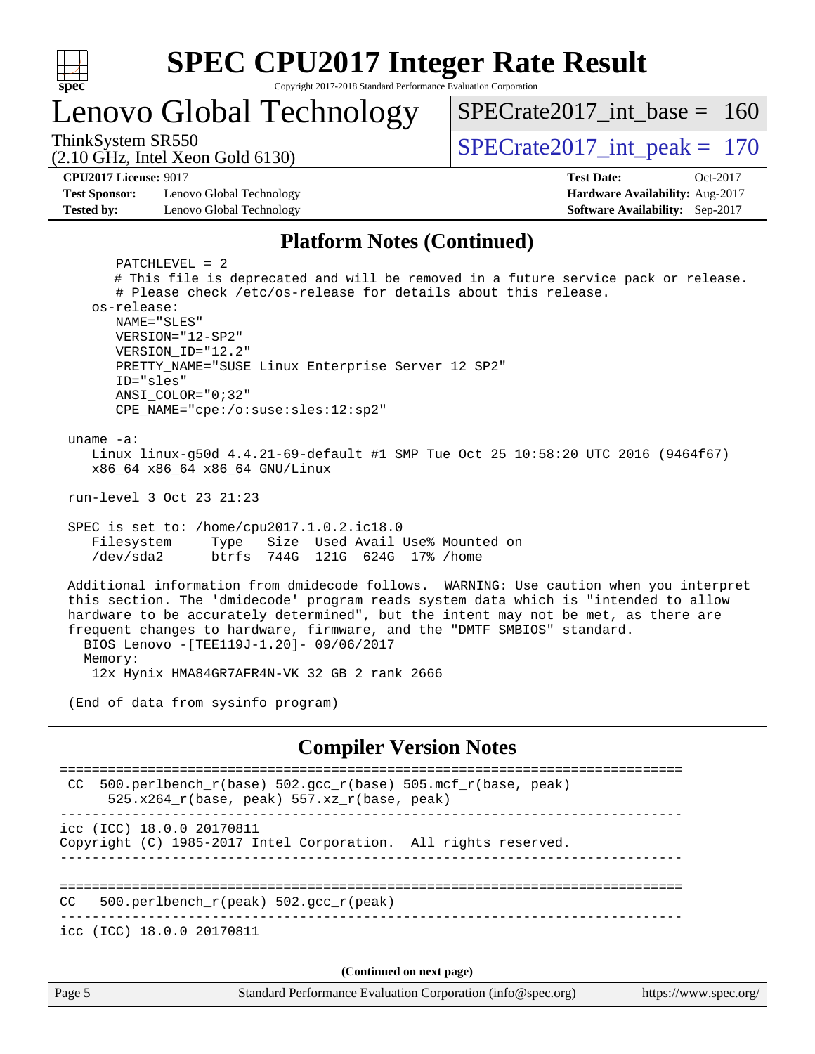# SPEC CPU2017 Integer Rate Result

Copyright 2017-2018 Standard Performance Evaluation Corporation

## Lenovo Global Technology

ThinkSystem SR550
(2.10 GHz, Intel Xeon Gold 6130)

SPECrate2017_int_base = 160

SPECrate2017_int_peak = 170

**CPU2017 License:** 9017
**Test Sponsor:** Lenovo Global Technology
**Tested by:** Lenovo Global Technology

**Test Date:** Oct-2017
**Hardware Availability:** Aug-2017
**Software Availability:** Sep-2017

### Platform Notes (Continued)

```
        PATCHLEVEL = 2
        # This file is deprecated and will be removed in a future service pack or release.
        # Please check /etc/os-release for details about this release.
    os-release:
        NAME="SLES"
        VERSION="12-SP2"
        VERSION_ID="12.2"
        PRETTY_NAME="SUSE Linux Enterprise Server 12 SP2"
        ID="sles"
        ANSI_COLOR="0;32"
        CPE_NAME="cpe:/o:suse:sles:12:sp2"

 uname -a:
    Linux linux-g50d 4.4.21-69-default #1 SMP Tue Oct 25 10:58:20 UTC 2016 (9464f67)
    x86_64 x86_64 x86_64 GNU/Linux

 run-level 3 Oct 23 21:23

 SPEC is set to: /home/cpu2017.1.0.2.ic18.0
    Filesystem     Type   Size  Used Avail Use% Mounted on
    /dev/sda2      btrfs  744G  121G  624G  17% /home

 Additional information from dmidecode follows.  WARNING: Use caution when you interpret
 this section. The 'dmidecode' program reads system data which is "intended to allow
 hardware to be accurately determined", but the intent may not be met, as there are
 frequent changes to hardware, firmware, and the "DMTF SMBIOS" standard.
   BIOS Lenovo -[TEE119J-1.20]- 09/06/2017
   Memory:
    12x Hynix HMA84GR7AFR4N-VK 32 GB 2 rank 2666

 (End of data from sysinfo program)
```

### Compiler Version Notes

```
==============================================================================
 CC  500.perlbench_r(base) 502.gcc_r(base) 505.mcf_r(base, peak)
      525.x264_r(base, peak) 557.xz_r(base, peak)
------------------------------------------------------------------------------
icc (ICC) 18.0.0 20170811
Copyright (C) 1985-2017 Intel Corporation.  All rights reserved.
------------------------------------------------------------------------------

==============================================================================
CC   500.perlbench_r(peak) 502.gcc_r(peak)
------------------------------------------------------------------------------
icc (ICC) 18.0.0 20170811
```

(Continued on next page)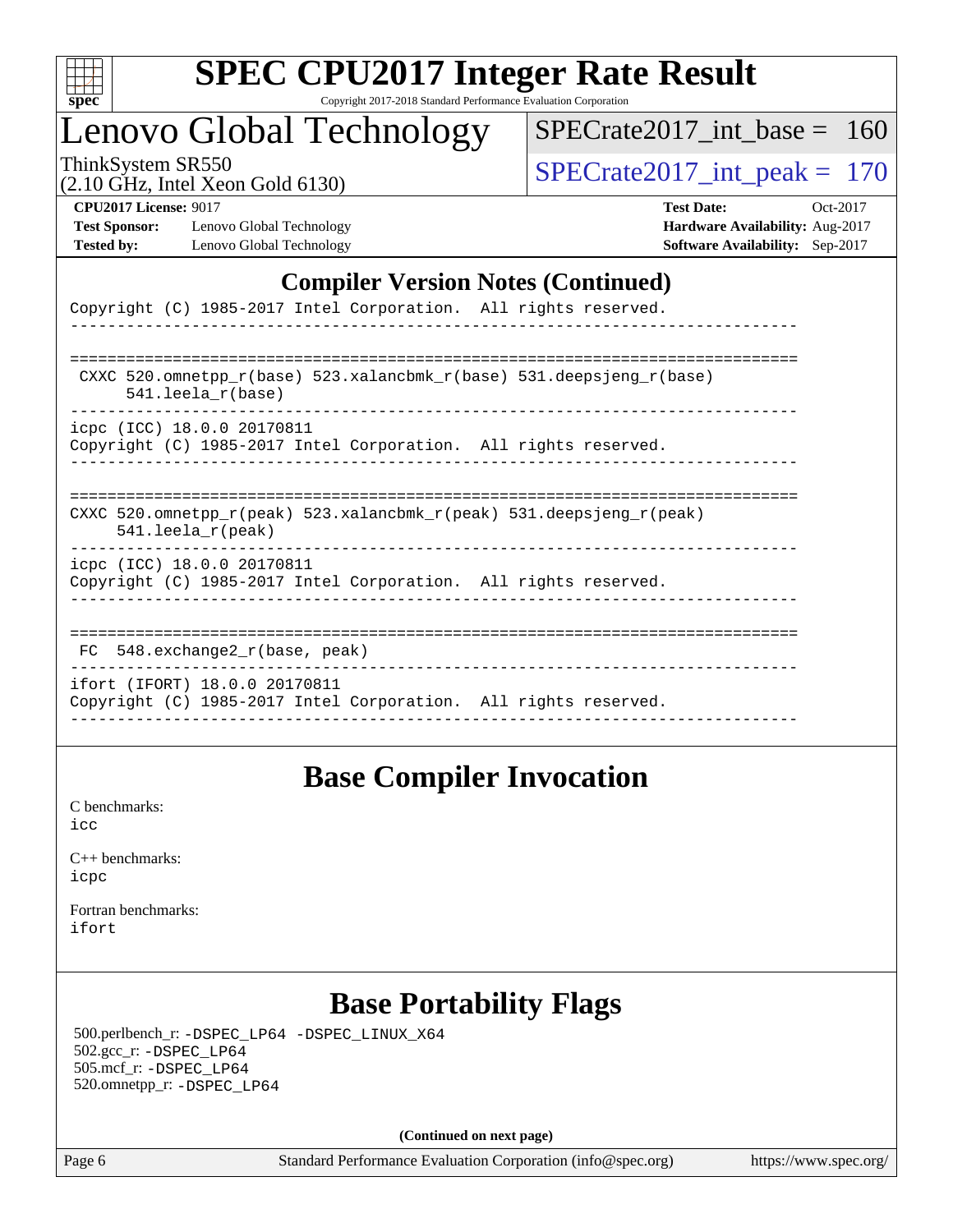## Compiler Version Notes (Continued)

```
Copyright (C) 1985-2017 Intel Corporation.  All rights reserved.
------------------------------------------------------------------------------

==============================================================================
 CXXC 520.omnetpp_r(base) 523.xalancbmk_r(base) 531.deepsjeng_r(base)
      541.leela_r(base)
------------------------------------------------------------------------------
icpc (ICC) 18.0.0 20170811
Copyright (C) 1985-2017 Intel Corporation.  All rights reserved.
------------------------------------------------------------------------------

==============================================================================
CXXC 520.omnetpp_r(peak) 523.xalancbmk_r(peak) 531.deepsjeng_r(peak)
     541.leela_r(peak)
------------------------------------------------------------------------------
icpc (ICC) 18.0.0 20170811
Copyright (C) 1985-2017 Intel Corporation.  All rights reserved.
------------------------------------------------------------------------------

==============================================================================
 FC  548.exchange2_r(base, peak)
------------------------------------------------------------------------------
ifort (IFORT) 18.0.0 20170811
Copyright (C) 1985-2017 Intel Corporation.  All rights reserved.
------------------------------------------------------------------------------
```

## Base Compiler Invocation

C benchmarks:
icc

C++ benchmarks:
icpc

Fortran benchmarks:
ifort

## Base Portability Flags

500.perlbench_r: -DSPEC_LP64 -DSPEC_LINUX_X64
502.gcc_r: -DSPEC_LP64
505.mcf_r: -DSPEC_LP64
520.omnetpp_r: -DSPEC_LP64

**(Continued on next page)**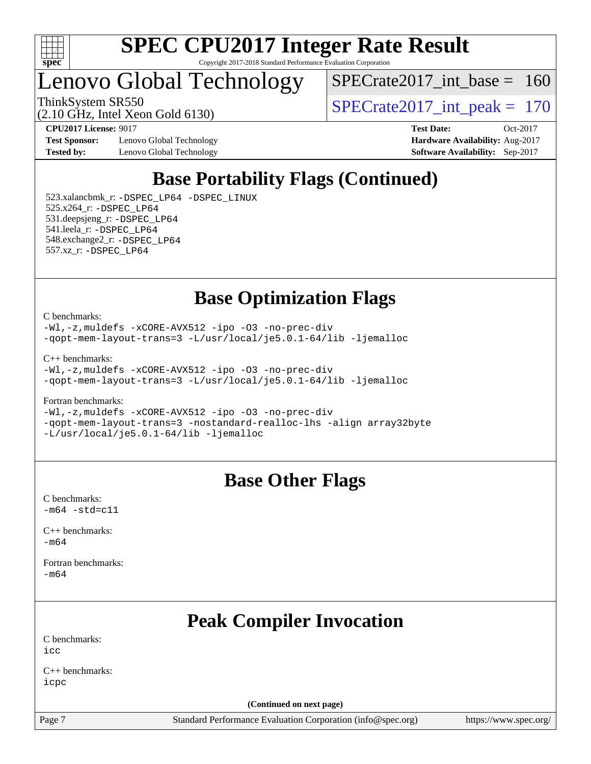## Base Portability Flags (Continued)

523.xalancbmk_r: -DSPEC_LP64 -DSPEC_LINUX
525.x264_r: -DSPEC_LP64
531.deepsjeng_r: -DSPEC_LP64
541.leela_r: -DSPEC_LP64
548.exchange2_r: -DSPEC_LP64
557.xz_r: -DSPEC_LP64

## Base Optimization Flags

C benchmarks:
-Wl,-z,muldefs -xCORE-AVX512 -ipo -O3 -no-prec-div
-qopt-mem-layout-trans=3 -L/usr/local/je5.0.1-64/lib -ljemalloc

C++ benchmarks:
-Wl,-z,muldefs -xCORE-AVX512 -ipo -O3 -no-prec-div
-qopt-mem-layout-trans=3 -L/usr/local/je5.0.1-64/lib -ljemalloc

Fortran benchmarks:
-Wl,-z,muldefs -xCORE-AVX512 -ipo -O3 -no-prec-div
-qopt-mem-layout-trans=3 -nostandard-realloc-lhs -align array32byte
-L/usr/local/je5.0.1-64/lib -ljemalloc

## Base Other Flags

C benchmarks:
-m64 -std=c11

C++ benchmarks:
-m64

Fortran benchmarks:
-m64

## Peak Compiler Invocation

C benchmarks:
icc

C++ benchmarks:
icpc

(Continued on next page)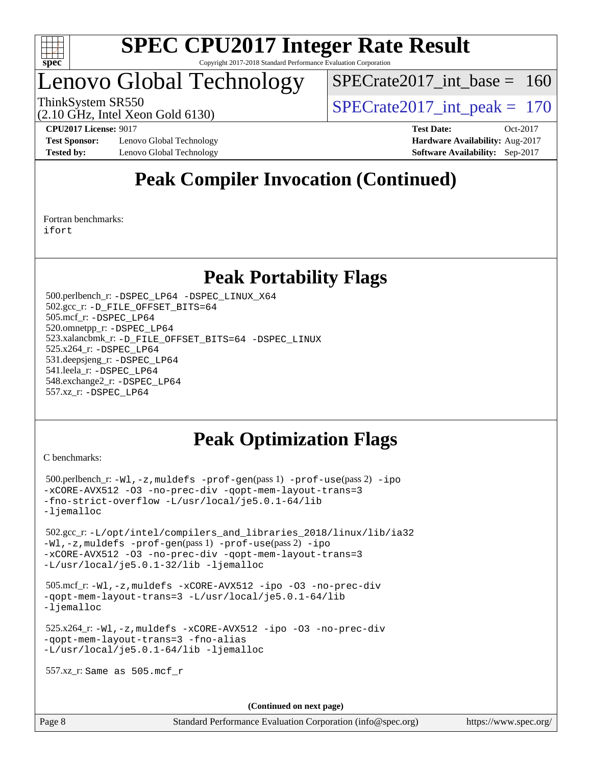# Peak Compiler Invocation (Continued)

Fortran benchmarks:
ifort

# Peak Portability Flags

500.perlbench_r: -DSPEC_LP64 -DSPEC_LINUX_X64
502.gcc_r: -D_FILE_OFFSET_BITS=64
505.mcf_r: -DSPEC_LP64
520.omnetpp_r: -DSPEC_LP64
523.xalancbmk_r: -D_FILE_OFFSET_BITS=64 -DSPEC_LINUX
525.x264_r: -DSPEC_LP64
531.deepsjeng_r: -DSPEC_LP64
541.leela_r: -DSPEC_LP64
548.exchange2_r: -DSPEC_LP64
557.xz_r: -DSPEC_LP64

# Peak Optimization Flags

C benchmarks:

500.perlbench_r: -Wl,-z,muldefs -prof-gen(pass 1) -prof-use(pass 2) -ipo -xCORE-AVX512 -O3 -no-prec-div -qopt-mem-layout-trans=3 -fno-strict-overflow -L/usr/local/je5.0.1-64/lib -ljemalloc

502.gcc_r: -L/opt/intel/compilers_and_libraries_2018/linux/lib/ia32 -Wl,-z,muldefs -prof-gen(pass 1) -prof-use(pass 2) -ipo -xCORE-AVX512 -O3 -no-prec-div -qopt-mem-layout-trans=3 -L/usr/local/je5.0.1-32/lib -ljemalloc

505.mcf_r: -Wl,-z,muldefs -xCORE-AVX512 -ipo -O3 -no-prec-div -qopt-mem-layout-trans=3 -L/usr/local/je5.0.1-64/lib -ljemalloc

525.x264_r: -Wl,-z,muldefs -xCORE-AVX512 -ipo -O3 -no-prec-div -qopt-mem-layout-trans=3 -fno-alias -L/usr/local/je5.0.1-64/lib -ljemalloc

557.xz_r: Same as 505.mcf_r

**(Continued on next page)**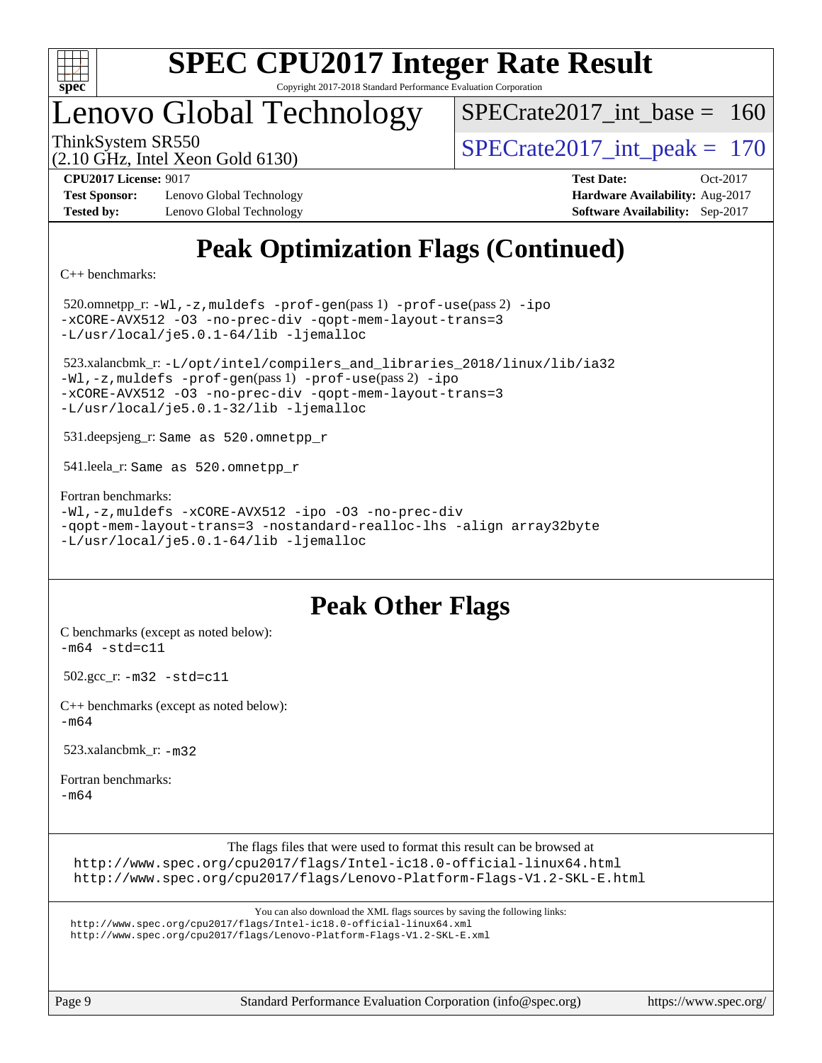# Peak Optimization Flags (Continued)

C++ benchmarks:

520.omnetpp_r: `-Wl,-z,muldefs -prof-gen`(pass 1) `-prof-use`(pass 2) `-ipo -xCORE-AVX512 -O3 -no-prec-div -qopt-mem-layout-trans=3 -L/usr/local/je5.0.1-64/lib -ljemalloc`

523.xalancbmk_r: `-L/opt/intel/compilers_and_libraries_2018/linux/lib/ia32 -Wl,-z,muldefs -prof-gen`(pass 1) `-prof-use`(pass 2) `-ipo -xCORE-AVX512 -O3 -no-prec-div -qopt-mem-layout-trans=3 -L/usr/local/je5.0.1-32/lib -ljemalloc`

531.deepsjeng_r: Same as 520.omnetpp_r

541.leela_r: Same as 520.omnetpp_r

Fortran benchmarks:
`-Wl,-z,muldefs -xCORE-AVX512 -ipo -O3 -no-prec-div -qopt-mem-layout-trans=3 -nostandard-realloc-lhs -align array32byte -L/usr/local/je5.0.1-64/lib -ljemalloc`

# Peak Other Flags

C benchmarks (except as noted below):
`-m64 -std=c11`

502.gcc_r: `-m32 -std=c11`

C++ benchmarks (except as noted below):
`-m64`

523.xalancbmk_r: `-m32`

Fortran benchmarks:
`-m64`

The flags files that were used to format this result can be browsed at
http://www.spec.org/cpu2017/flags/Intel-ic18.0-official-linux64.html
http://www.spec.org/cpu2017/flags/Lenovo-Platform-Flags-V1.2-SKL-E.html

You can also download the XML flags sources by saving the following links:
http://www.spec.org/cpu2017/flags/Intel-ic18.0-official-linux64.xml
http://www.spec.org/cpu2017/flags/Lenovo-Platform-Flags-V1.2-SKL-E.xml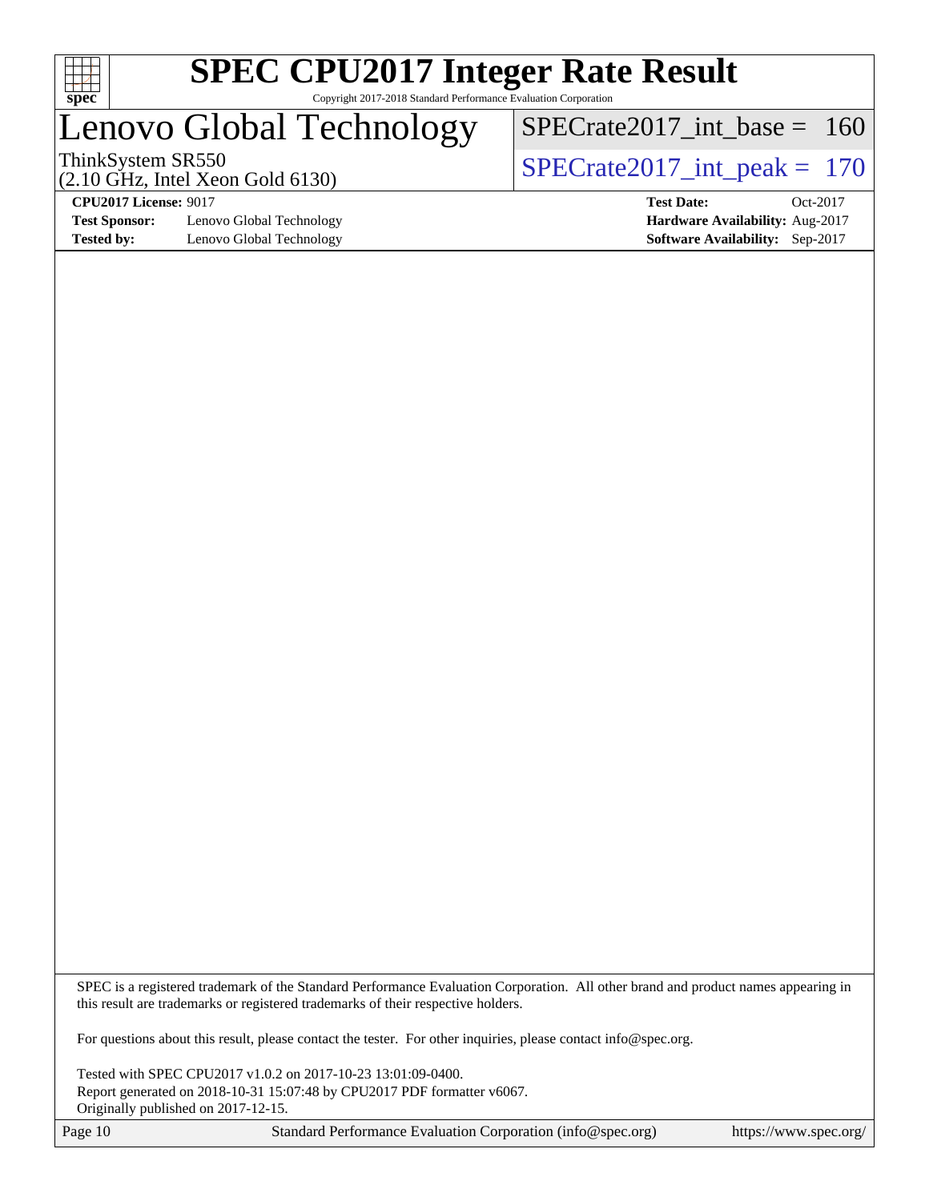SPEC is a registered trademark of the Standard Performance Evaluation Corporation. All other brand and product names appearing in this result are trademarks or registered trademarks of their respective holders.

For questions about this result, please contact the tester. For other inquiries, please contact info@spec.org.

Tested with SPEC CPU2017 v1.0.2 on 2017-10-23 13:01:09-0400.
Report generated on 2018-10-31 15:07:48 by CPU2017 PDF formatter v6067.
Originally published on 2017-12-15.